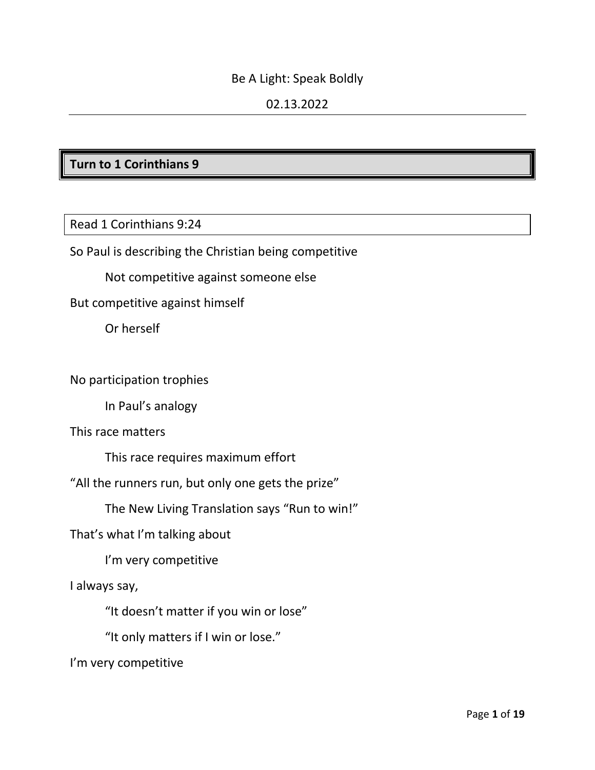Be A Light: Speak Boldly

02.13.2022

---

**Turn to 1 Corinthians 9**

Read 1 Corinthians 9:24

So Paul is describing the Christian being competitive

    Not competitive against someone else

But competitive against himself

    Or herself

No participation trophies

    In Paul's analogy

This race matters

    This race requires maximum effort

"All the runners run, but only one gets the prize"

    The New Living Translation says "Run to win!"

That's what I'm talking about

    I'm very competitive

I always say,

    "It doesn't matter if you win or lose"

    "It only matters if I win or lose."

I'm very competitive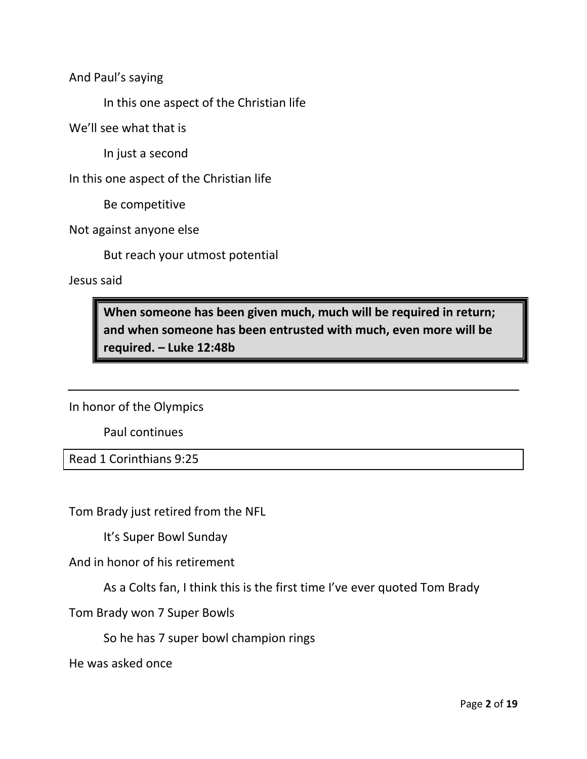And Paul's saying

In this one aspect of the Christian life

We'll see what that is

In just a second

In this one aspect of the Christian life

Be competitive

Not against anyone else

But reach your utmost potential

Jesus said

> **When someone has been given much, much will be required in return; and when someone has been entrusted with much, even more will be required. – Luke 12:48b**

---

In honor of the Olympics

Paul continues

| Read 1 Corinthians 9:25 |
|---|

Tom Brady just retired from the NFL

It's Super Bowl Sunday

And in honor of his retirement

As a Colts fan, I think this is the first time I've ever quoted Tom Brady

Tom Brady won 7 Super Bowls

So he has 7 super bowl champion rings

He was asked once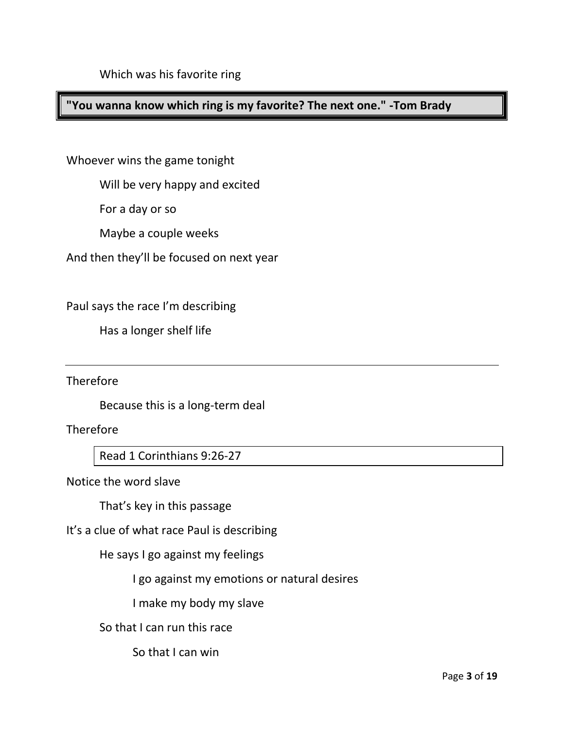Which was his favorite ring

**"You wanna know which ring is my favorite? The next one." -Tom Brady**

Whoever wins the game tonight

Will be very happy and excited

For a day or so

Maybe a couple weeks

And then they'll be focused on next year

Paul says the race I'm describing

Has a longer shelf life

---

Therefore

Because this is a long-term deal

Therefore

Read 1 Corinthians 9:26-27

Notice the word slave

That's key in this passage

It's a clue of what race Paul is describing

He says I go against my feelings

I go against my emotions or natural desires

I make my body my slave

So that I can run this race

So that I can win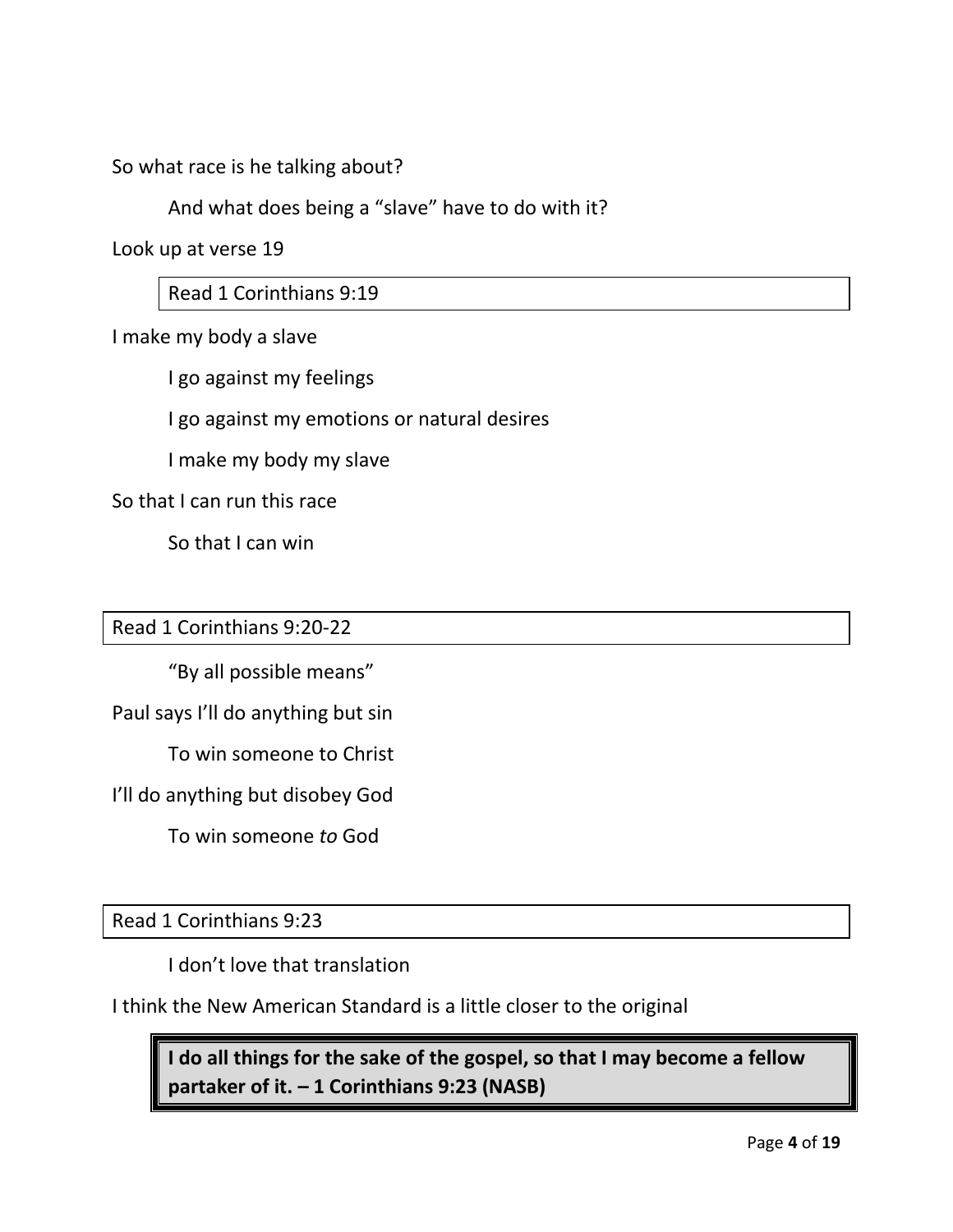So what race is he talking about?

And what does being a "slave" have to do with it?

Look up at verse 19

Read 1 Corinthians 9:19

I make my body a slave

I go against my feelings

I go against my emotions or natural desires

I make my body my slave

So that I can run this race

So that I can win

Read 1 Corinthians 9:20-22

"By all possible means"

Paul says I'll do anything but sin

To win someone to Christ

I'll do anything but disobey God

To win someone *to* God

Read 1 Corinthians 9:23

I don't love that translation

I think the New American Standard is a little closer to the original

**I do all things for the sake of the gospel, so that I may become a fellow partaker of it. – 1 Corinthians 9:23 (NASB)**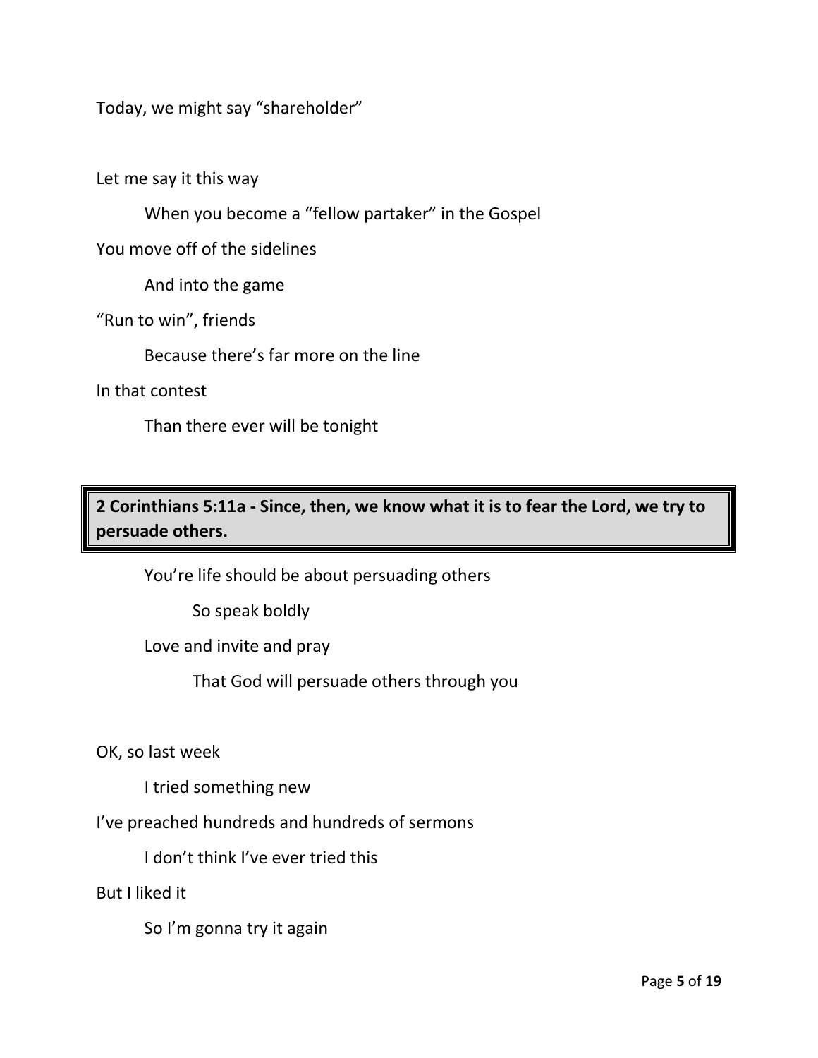Today, we might say "shareholder"

Let me say it this way

When you become a "fellow partaker" in the Gospel

You move off of the sidelines

And into the game

"Run to win", friends

Because there's far more on the line

In that contest

Than there ever will be tonight

**2 Corinthians 5:11a - Since, then, we know what it is to fear the Lord, we try to persuade others.**

You're life should be about persuading others

So speak boldly

Love and invite and pray

That God will persuade others through you

OK, so last week

I tried something new

I've preached hundreds and hundreds of sermons

I don't think I've ever tried this

But I liked it

So I'm gonna try it again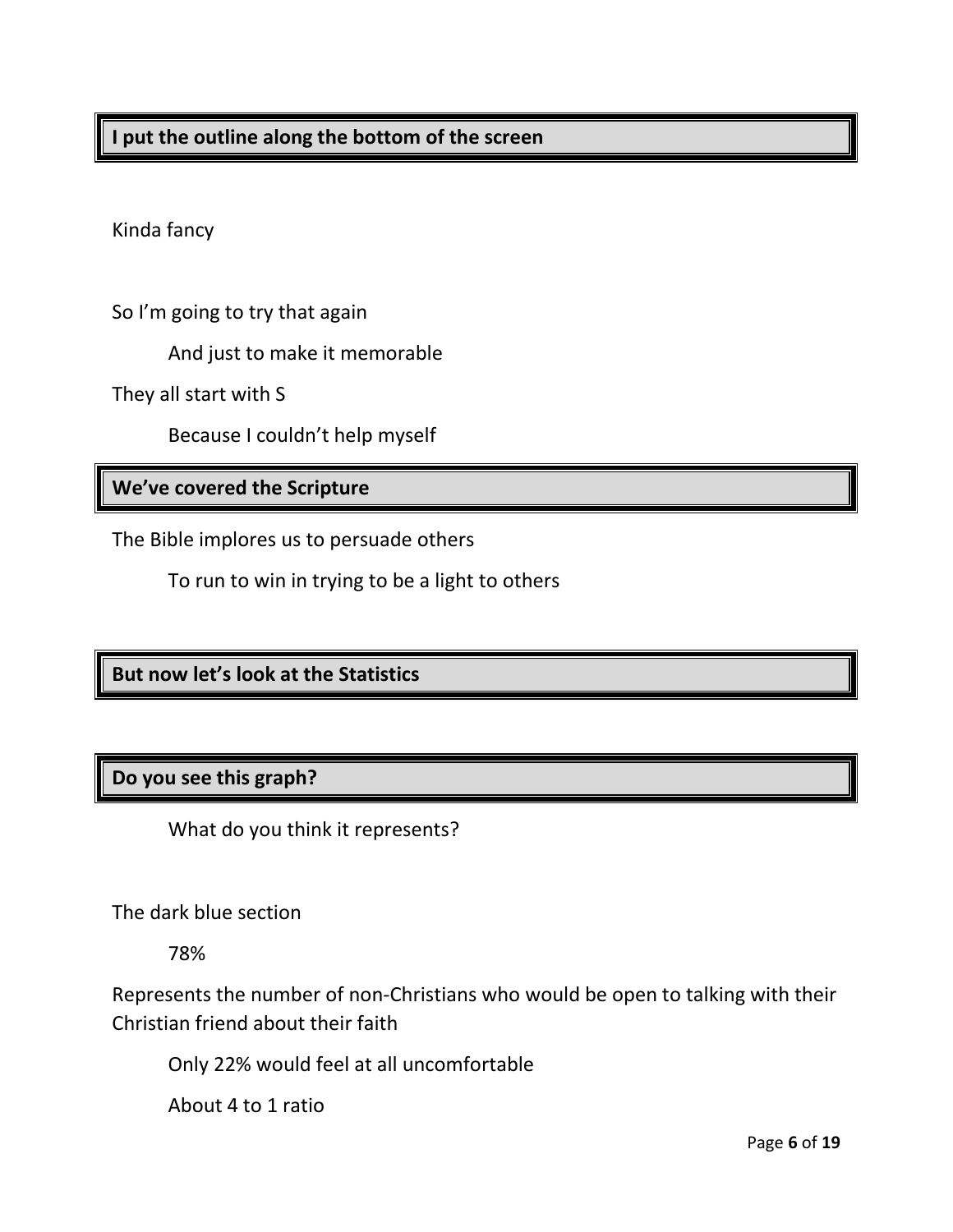**I put the outline along the bottom of the screen**

Kinda fancy

So I'm going to try that again

> And just to make it memorable

They all start with S

> Because I couldn't help myself

**We've covered the Scripture**

The Bible implores us to persuade others

> To run to win in trying to be a light to others

**But now let's look at the Statistics**

**Do you see this graph?**

> What do you think it represents?

The dark blue section

> 78%

Represents the number of non-Christians who would be open to talking with their Christian friend about their faith

> Only 22% would feel at all uncomfortable
>
> About 4 to 1 ratio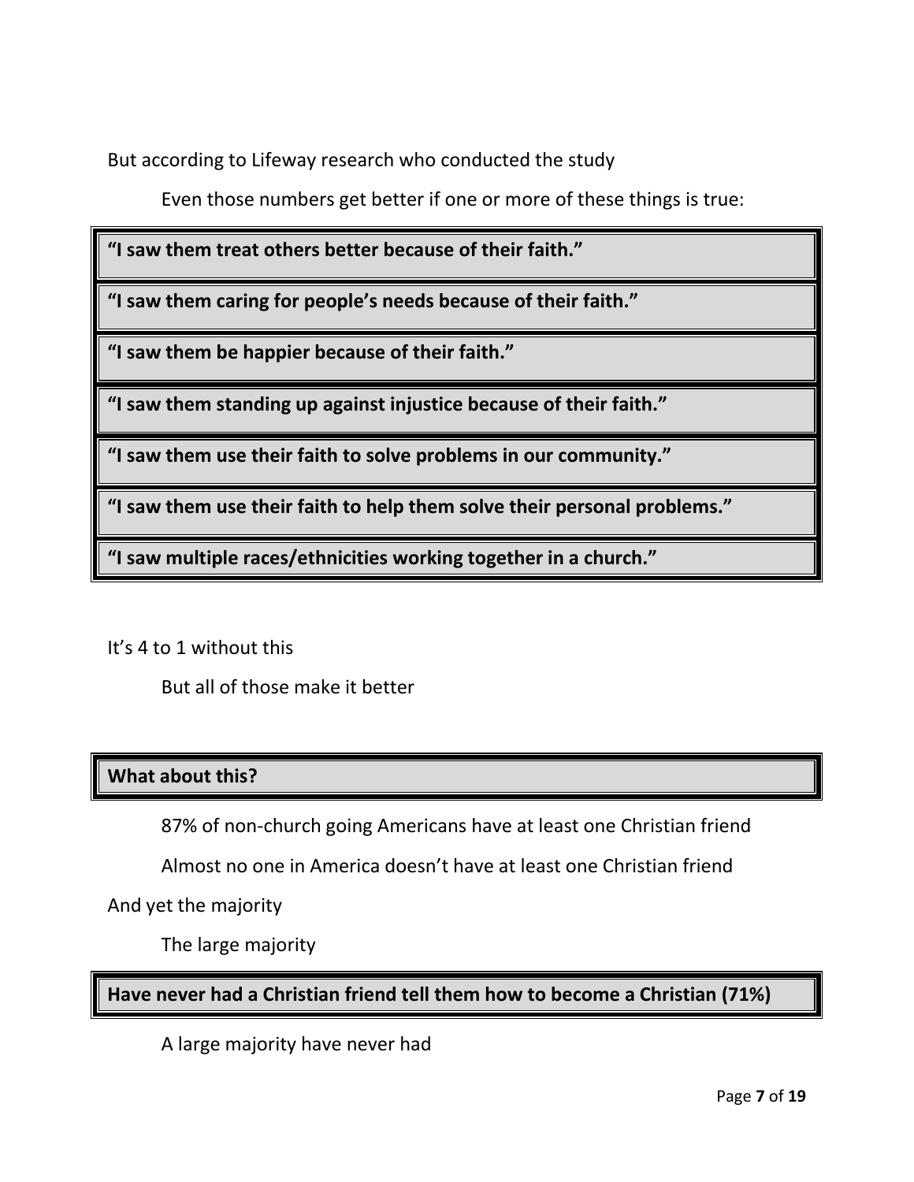But according to Lifeway research who conducted the study

Even those numbers get better if one or more of these things is true:

**"I saw them treat others better because of their faith."**

**"I saw them caring for people's needs because of their faith."**

**"I saw them be happier because of their faith."**

**"I saw them standing up against injustice because of their faith."**

**"I saw them use their faith to solve problems in our community."**

**"I saw them use their faith to help them solve their personal problems."**

**"I saw multiple races/ethnicities working together in a church."**

It's 4 to 1 without this

But all of those make it better

**What about this?**

87% of non-church going Americans have at least one Christian friend

Almost no one in America doesn't have at least one Christian friend

And yet the majority

The large majority

**Have never had a Christian friend tell them how to become a Christian (71%)**

A large majority have never had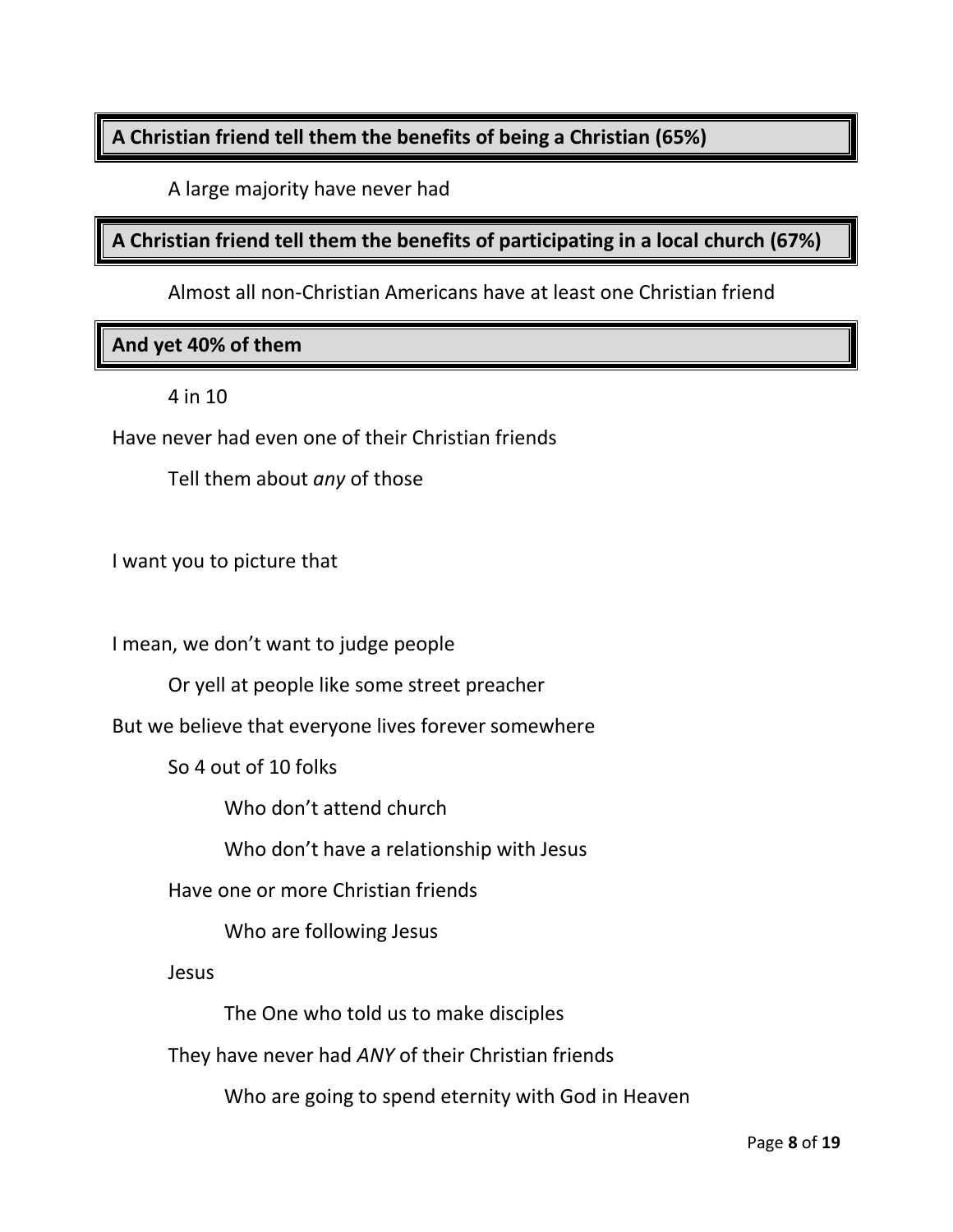**A Christian friend tell them the benefits of being a Christian (65%)**

A large majority have never had

**A Christian friend tell them the benefits of participating in a local church (67%)**

Almost all non-Christian Americans have at least one Christian friend

**And yet 40% of them**

4 in 10

Have never had even one of their Christian friends

Tell them about *any* of those

I want you to picture that

I mean, we don't want to judge people

Or yell at people like some street preacher

But we believe that everyone lives forever somewhere

So 4 out of 10 folks

Who don't attend church

Who don't have a relationship with Jesus

Have one or more Christian friends

Who are following Jesus

Jesus

The One who told us to make disciples

They have never had *ANY* of their Christian friends

Who are going to spend eternity with God in Heaven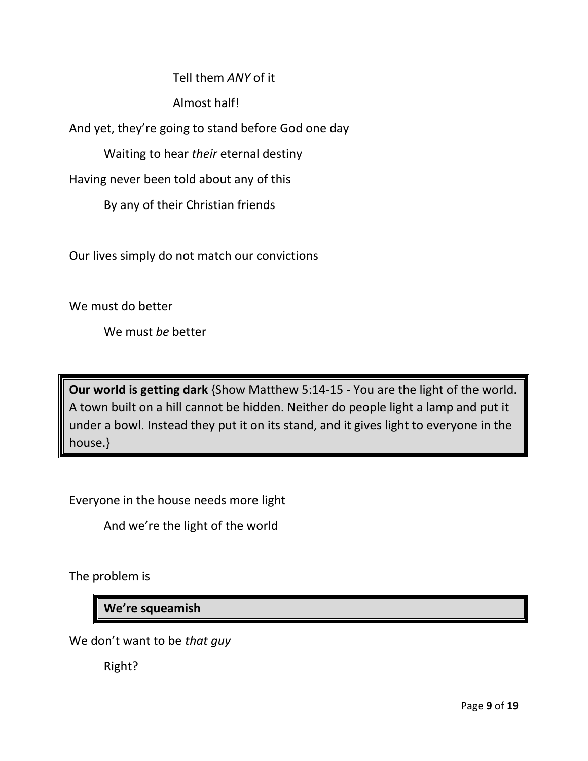Tell them *ANY* of it

Almost half!

And yet, they're going to stand before God one day

Waiting to hear *their* eternal destiny

Having never been told about any of this

By any of their Christian friends

Our lives simply do not match our convictions

We must do better

We must *be* better

**Our world is getting dark** {Show Matthew 5:14-15 - You are the light of the world. A town built on a hill cannot be hidden. Neither do people light a lamp and put it under a bowl. Instead they put it on its stand, and it gives light to everyone in the house.}

Everyone in the house needs more light

And we're the light of the world

The problem is

**We're squeamish**

We don't want to be *that guy*

Right?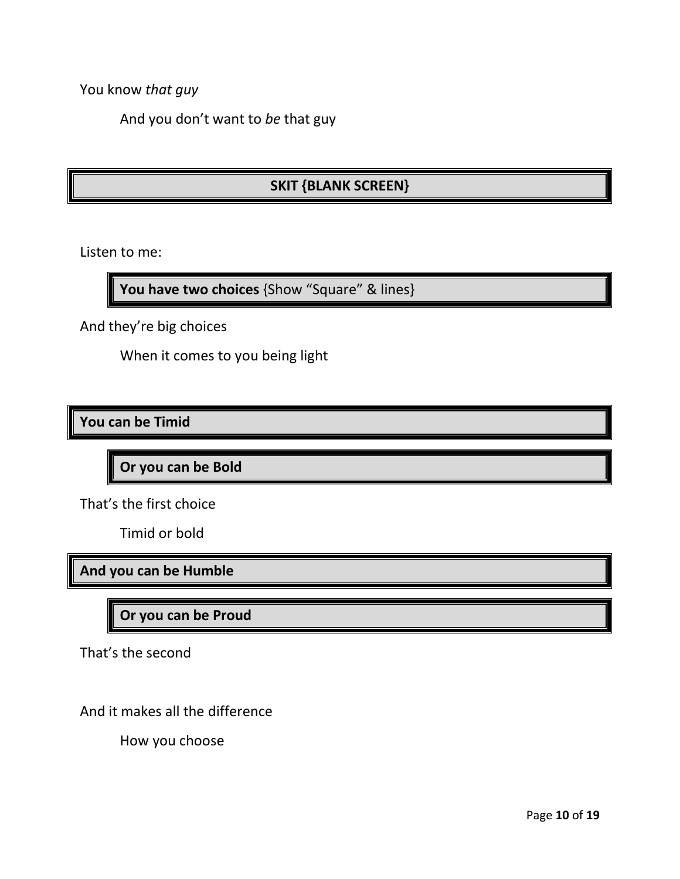You know *that guy*

And you don't want to *be* that guy

**SKIT {BLANK SCREEN}**

Listen to me:

**You have two choices** {Show "Square" & lines}

And they're big choices

When it comes to you being light

**You can be Timid**

**Or you can be Bold**

That's the first choice

Timid or bold

**And you can be Humble**

**Or you can be Proud**

That's the second

And it makes all the difference

How you choose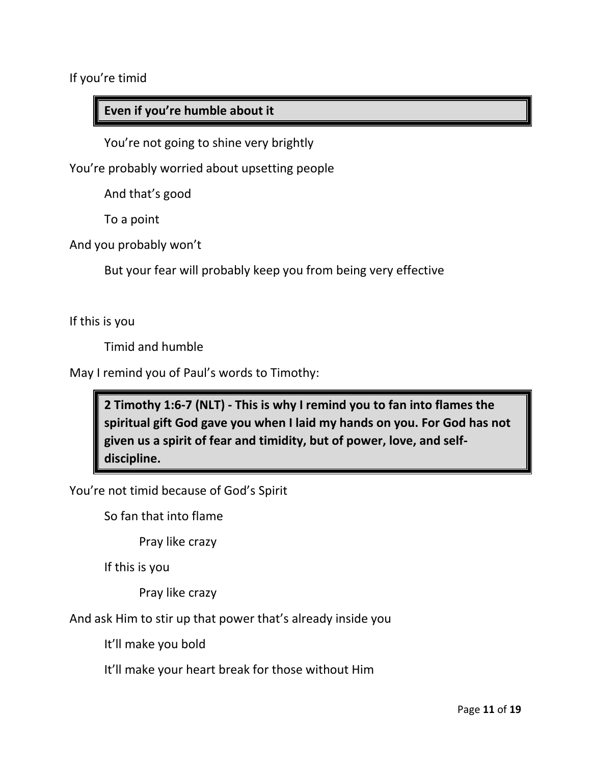If you're timid

> **Even if you're humble about it**

You're not going to shine very brightly

You're probably worried about upsetting people

And that's good

To a point

And you probably won't

But your fear will probably keep you from being very effective

If this is you

Timid and humble

May I remind you of Paul's words to Timothy:

> **2 Timothy 1:6-7 (NLT) - This is why I remind you to fan into flames the spiritual gift God gave you when I laid my hands on you. For God has not given us a spirit of fear and timidity, but of power, love, and self-discipline.**

You're not timid because of God's Spirit

So fan that into flame

Pray like crazy

If this is you

Pray like crazy

And ask Him to stir up that power that's already inside you

It'll make you bold

It'll make your heart break for those without Him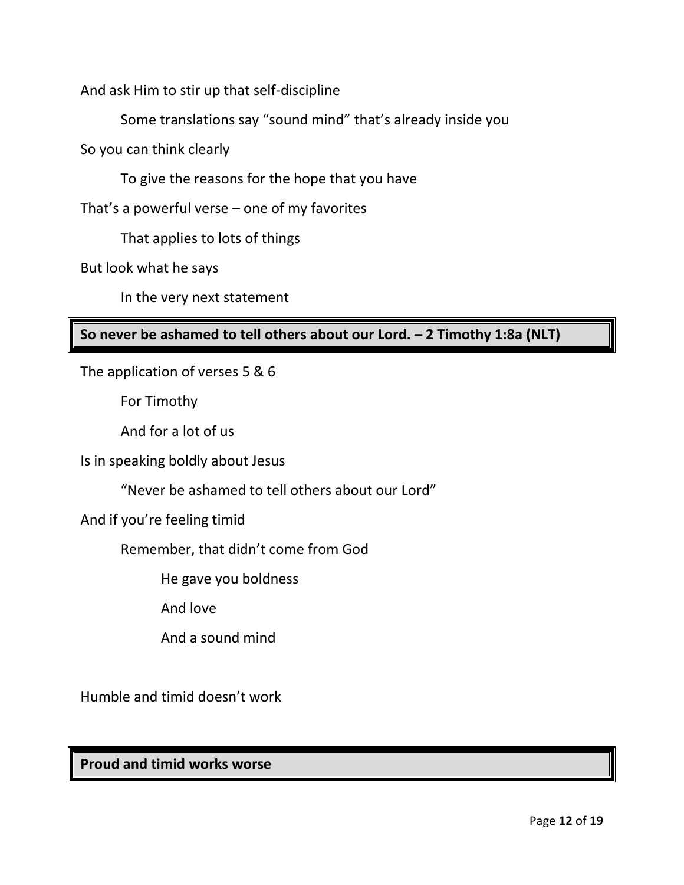And ask Him to stir up that self-discipline

Some translations say "sound mind" that's already inside you

So you can think clearly

To give the reasons for the hope that you have

That's a powerful verse – one of my favorites

That applies to lots of things

But look what he says

In the very next statement

**So never be ashamed to tell others about our Lord. – 2 Timothy 1:8a (NLT)**

The application of verses 5 & 6

For Timothy

And for a lot of us

Is in speaking boldly about Jesus

"Never be ashamed to tell others about our Lord"

And if you're feeling timid

Remember, that didn't come from God

He gave you boldness

And love

And a sound mind

Humble and timid doesn't work

**Proud and timid works worse**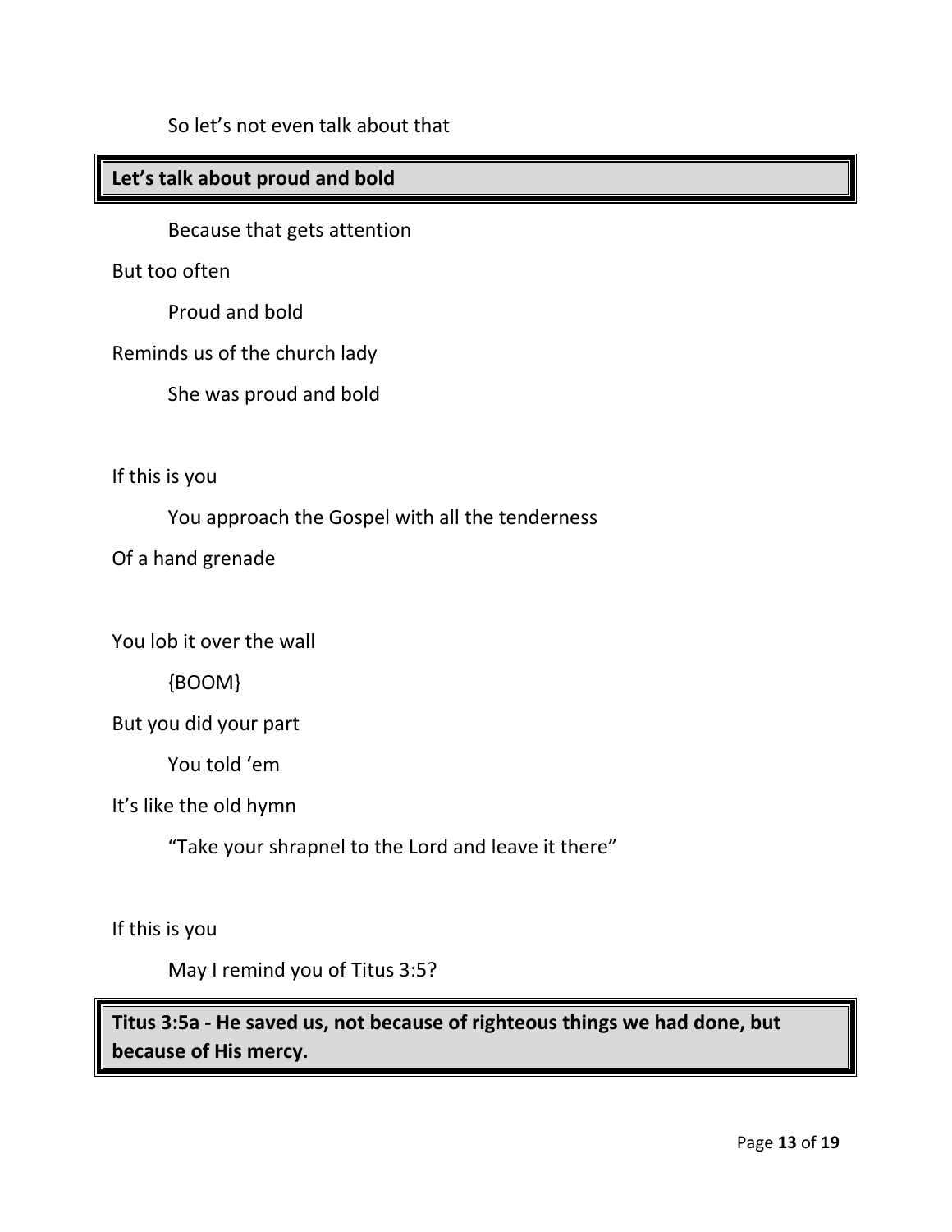So let's not even talk about that

**Let's talk about proud and bold**

Because that gets attention

But too often

Proud and bold

Reminds us of the church lady

She was proud and bold

If this is you

You approach the Gospel with all the tenderness

Of a hand grenade

You lob it over the wall

{BOOM}

But you did your part

You told 'em

It's like the old hymn

"Take your shrapnel to the Lord and leave it there"

If this is you

May I remind you of Titus 3:5?

**Titus 3:5a - He saved us, not because of righteous things we had done, but because of His mercy.**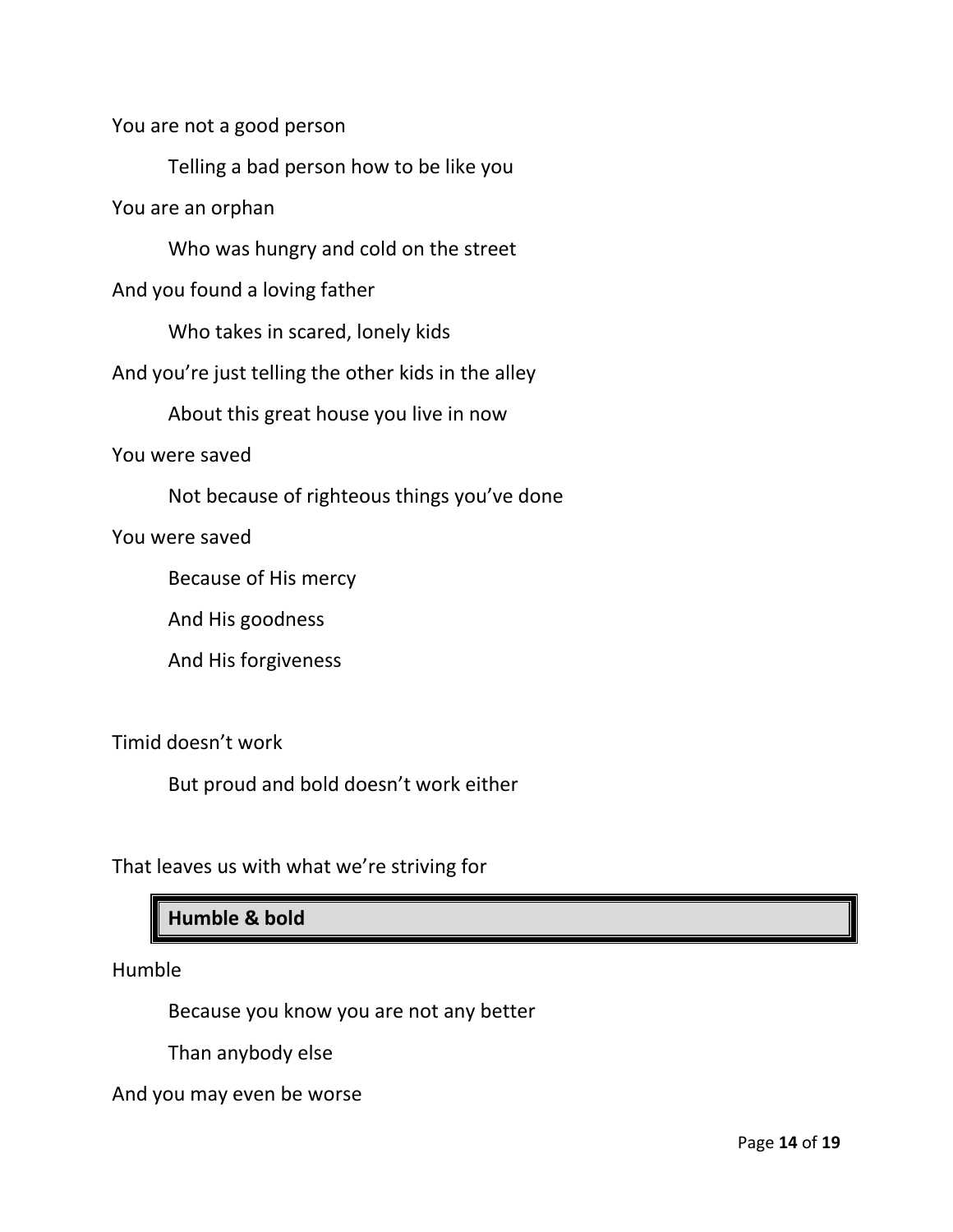You are not a good person

Telling a bad person how to be like you

You are an orphan

Who was hungry and cold on the street

And you found a loving father

Who takes in scared, lonely kids

And you're just telling the other kids in the alley

About this great house you live in now

You were saved

Not because of righteous things you've done

You were saved

Because of His mercy

And His goodness

And His forgiveness

Timid doesn't work

But proud and bold doesn't work either

That leaves us with what we're striving for

**Humble & bold**

Humble

Because you know you are not any better

Than anybody else

And you may even be worse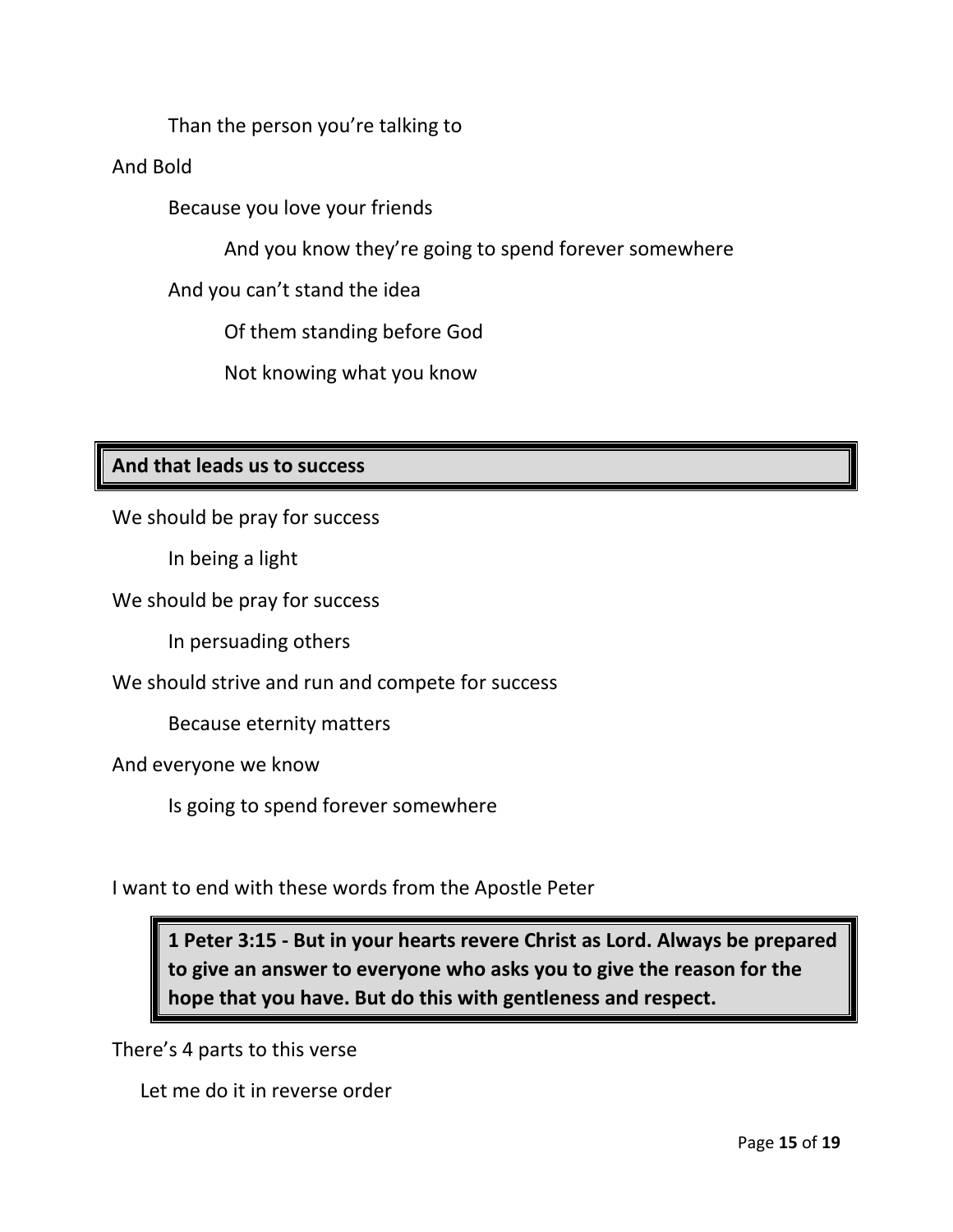Than the person you're talking to

And Bold

Because you love your friends

And you know they're going to spend forever somewhere

And you can't stand the idea

Of them standing before God

Not knowing what you know

**And that leads us to success**

We should be pray for success

In being a light

We should be pray for success

In persuading others

We should strive and run and compete for success

Because eternity matters

And everyone we know

Is going to spend forever somewhere

I want to end with these words from the Apostle Peter

> **1 Peter 3:15 - But in your hearts revere Christ as Lord. Always be prepared to give an answer to everyone who asks you to give the reason for the hope that you have. But do this with gentleness and respect.**

There's 4 parts to this verse

Let me do it in reverse order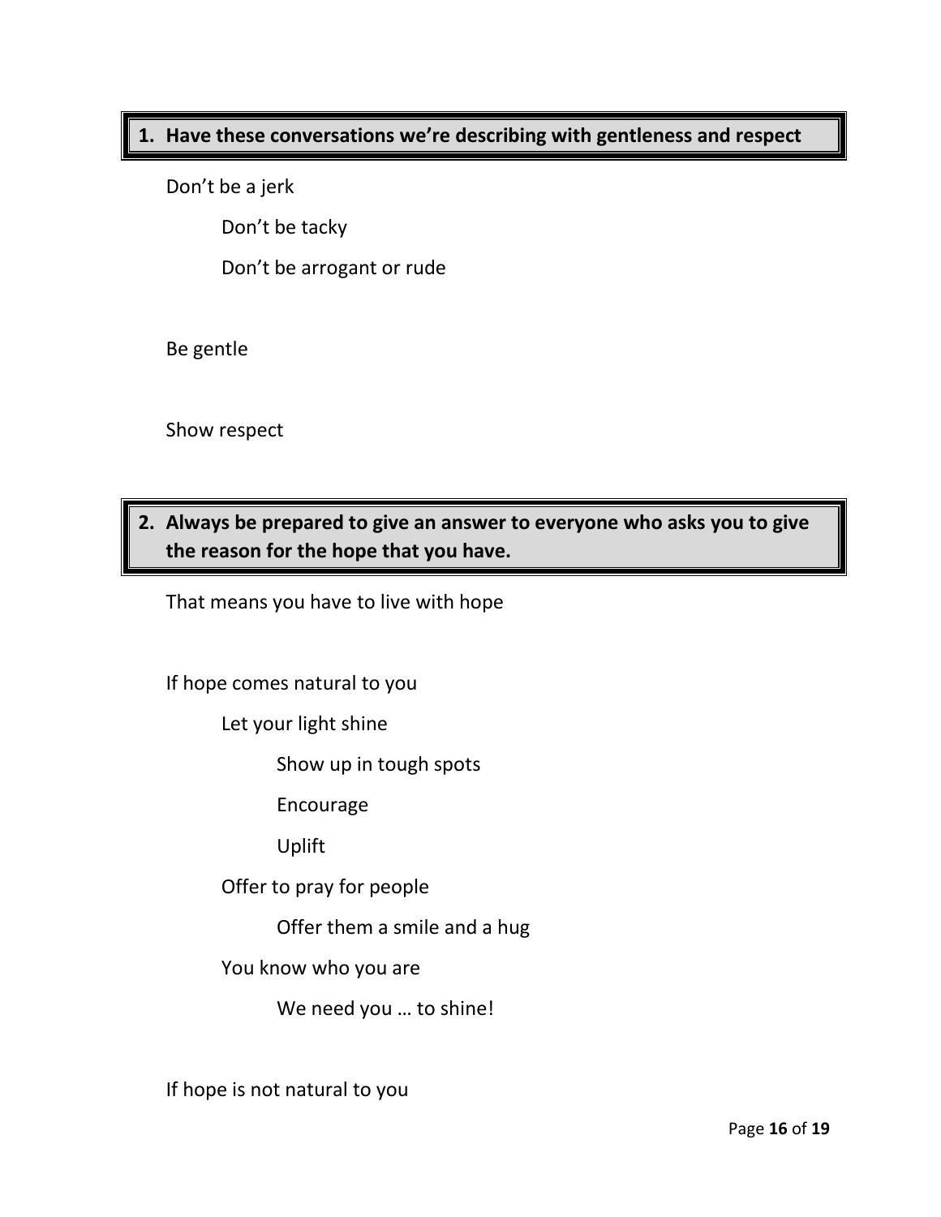**1. Have these conversations we're describing with gentleness and respect**

Don't be a jerk

- Don't be tacky
- Don't be arrogant or rude

Be gentle

Show respect

**2. Always be prepared to give an answer to everyone who asks you to give the reason for the hope that you have.**

That means you have to live with hope

If hope comes natural to you

- Let your light shine
  - Show up in tough spots
  - Encourage
  - Uplift
- Offer to pray for people
  - Offer them a smile and a hug
- You know who you are
  - We need you … to shine!

If hope is not natural to you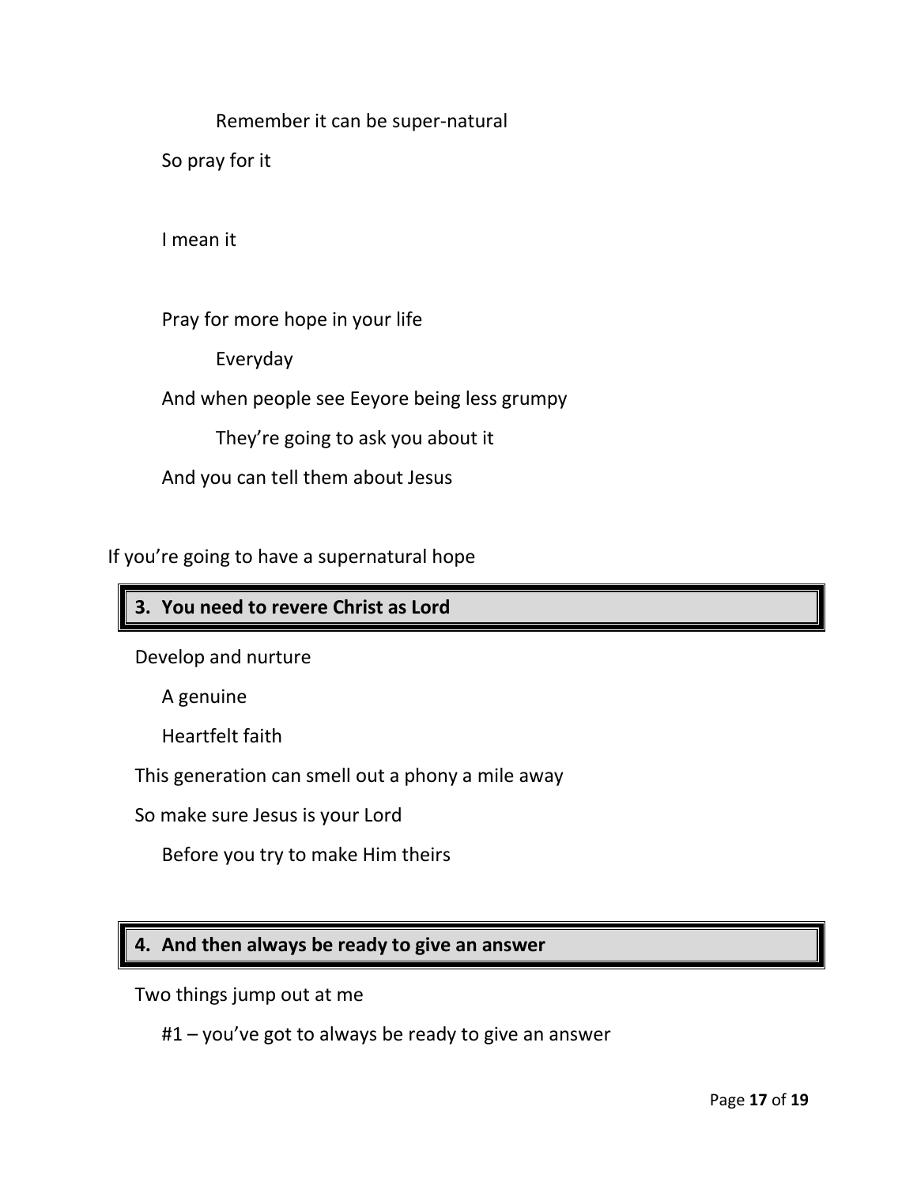Remember it can be super-natural

So pray for it

I mean it

Pray for more hope in your life

Everyday

And when people see Eeyore being less grumpy

They're going to ask you about it

And you can tell them about Jesus

If you're going to have a supernatural hope

## 3. You need to revere Christ as Lord

Develop and nurture

A genuine

Heartfelt faith

This generation can smell out a phony a mile away

So make sure Jesus is your Lord

Before you try to make Him theirs

## 4. And then always be ready to give an answer

Two things jump out at me

#1 – you've got to always be ready to give an answer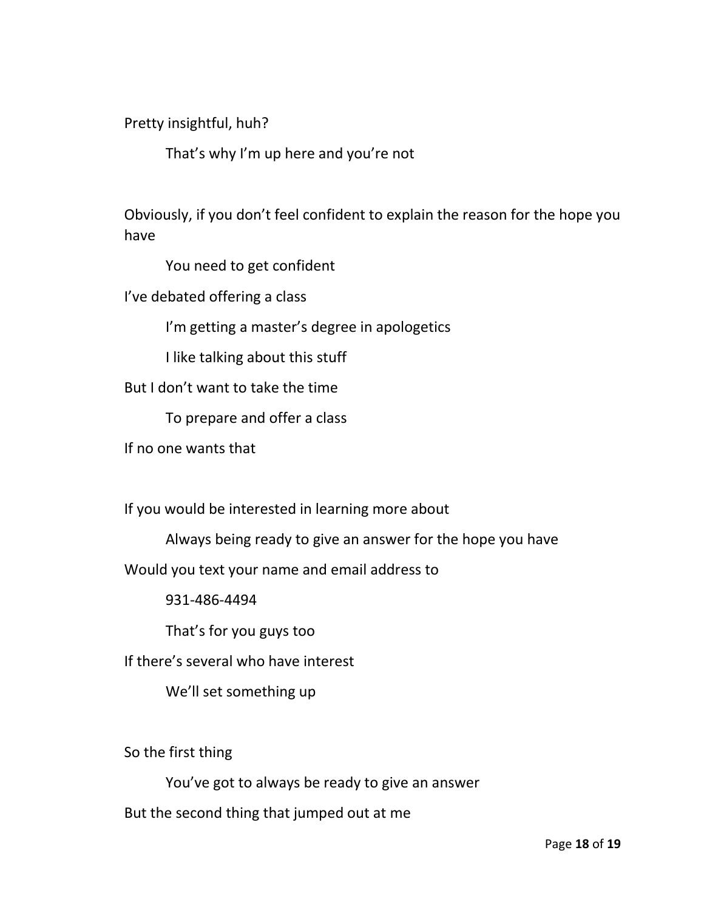Pretty insightful, huh?

    That's why I'm up here and you're not

Obviously, if you don't feel confident to explain the reason for the hope you have

    You need to get confident

I've debated offering a class

    I'm getting a master's degree in apologetics

    I like talking about this stuff

But I don't want to take the time

    To prepare and offer a class

If no one wants that

If you would be interested in learning more about

    Always being ready to give an answer for the hope you have

Would you text your name and email address to

    931-486-4494

    That's for you guys too

If there's several who have interest

    We'll set something up

So the first thing

    You've got to always be ready to give an answer

But the second thing that jumped out at me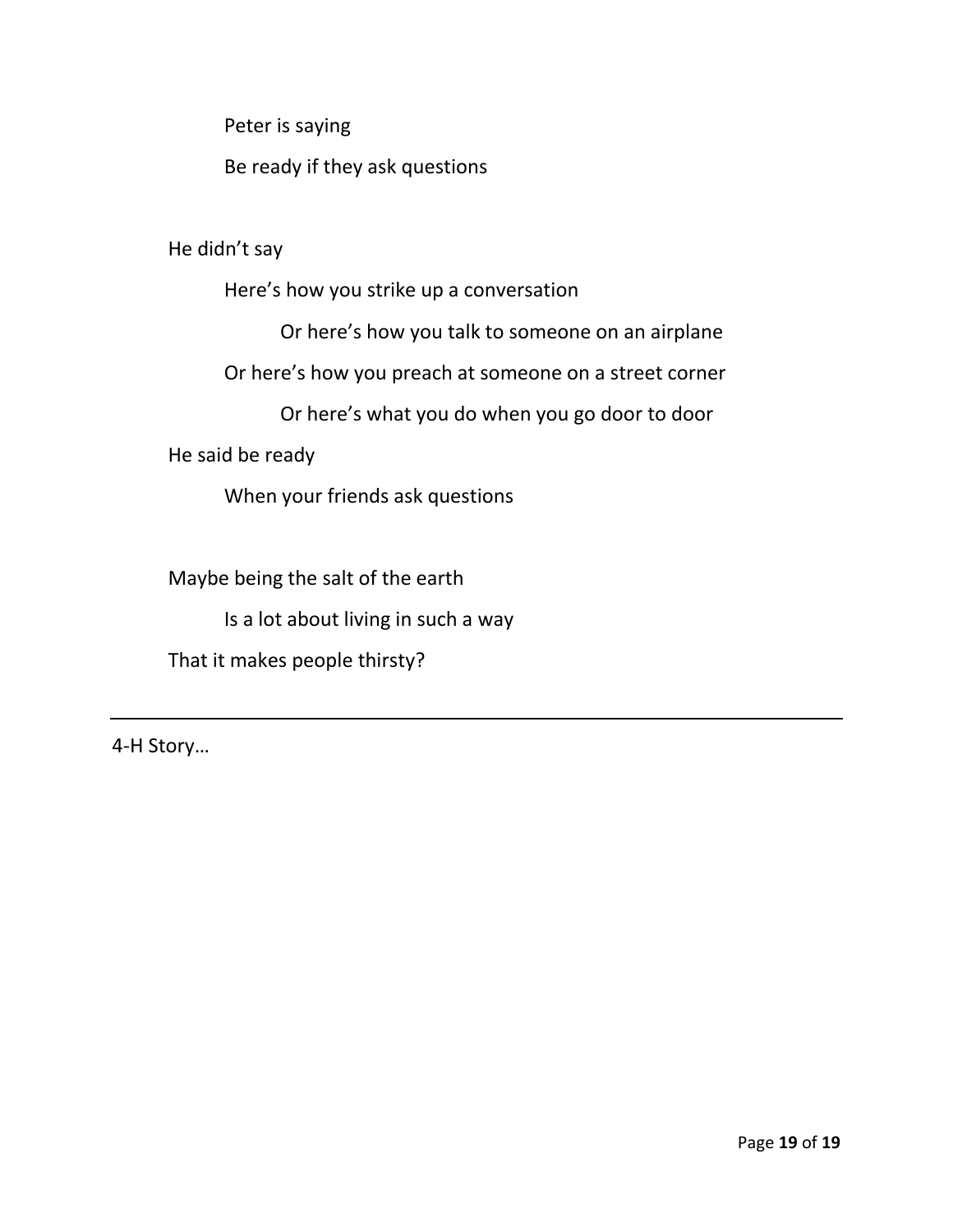Peter is saying

Be ready if they ask questions

He didn't say

Here's how you strike up a conversation

Or here's how you talk to someone on an airplane

Or here's how you preach at someone on a street corner

Or here's what you do when you go door to door

He said be ready

When your friends ask questions

Maybe being the salt of the earth

Is a lot about living in such a way

That it makes people thirsty?

---

4-H Story…